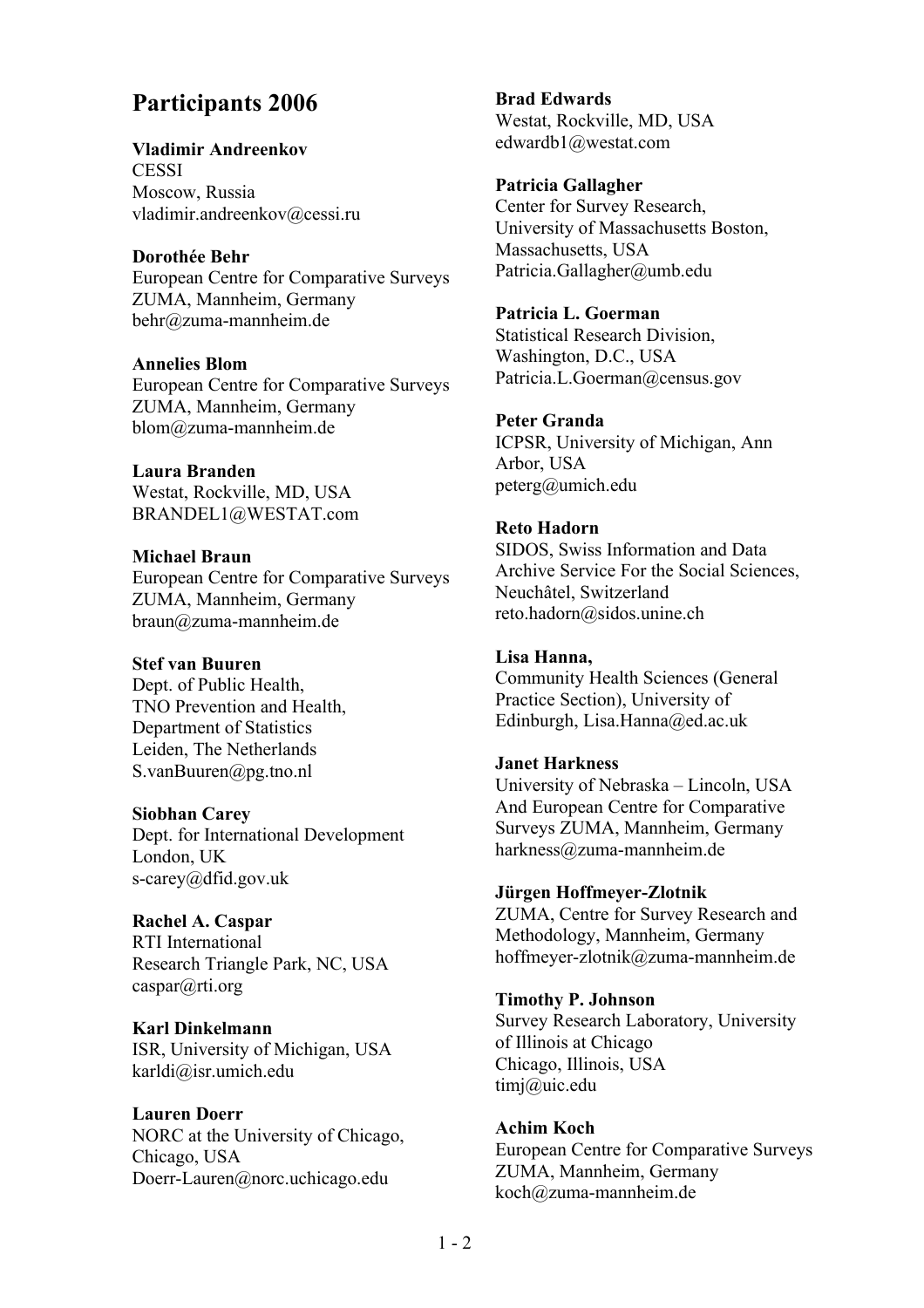# Participants 2006

**Vladimir Andreenkov**
CESSI
Moscow, Russia
vladimir.andreenkov@cessi.ru

**Dorothée Behr**
European Centre for Comparative Surveys
ZUMA, Mannheim, Germany
behr@zuma-mannheim.de

**Annelies Blom**
European Centre for Comparative Surveys
ZUMA, Mannheim, Germany
blom@zuma-mannheim.de

**Laura Branden**
Westat, Rockville, MD, USA
BRANDEL1@WESTAT.com

**Michael Braun**
European Centre for Comparative Surveys
ZUMA, Mannheim, Germany
braun@zuma-mannheim.de

**Stef van Buuren**
Dept. of Public Health,
TNO Prevention and Health,
Department of Statistics
Leiden, The Netherlands
S.vanBuuren@pg.tno.nl

**Siobhan Carey**
Dept. for International Development
London, UK
s-carey@dfid.gov.uk

**Rachel A. Caspar**
RTI International
Research Triangle Park, NC, USA
caspar@rti.org

**Karl Dinkelmann**
ISR, University of Michigan, USA
karldi@isr.umich.edu

**Lauren Doerr**
NORC at the University of Chicago,
Chicago, USA
Doerr-Lauren@norc.uchicago.edu

**Brad Edwards**
Westat, Rockville, MD, USA
edwardb1@westat.com

**Patricia Gallagher**
Center for Survey Research,
University of Massachusetts Boston,
Massachusetts, USA
Patricia.Gallagher@umb.edu

**Patricia L. Goerman**
Statistical Research Division,
Washington, D.C., USA
Patricia.L.Goerman@census.gov

**Peter Granda**
ICPSR, University of Michigan, Ann
Arbor, USA
peterg@umich.edu

**Reto Hadorn**
SIDOS, Swiss Information and Data
Archive Service For the Social Sciences,
Neuchâtel, Switzerland
reto.hadorn@sidos.unine.ch

**Lisa Hanna,**
Community Health Sciences (General
Practice Section), University of
Edinburgh, Lisa.Hanna@ed.ac.uk

**Janet Harkness**
University of Nebraska – Lincoln, USA
And European Centre for Comparative
Surveys ZUMA, Mannheim, Germany
harkness@zuma-mannheim.de

**Jürgen Hoffmeyer-Zlotnik**
ZUMA, Centre for Survey Research and
Methodology, Mannheim, Germany
hoffmeyer-zlotnik@zuma-mannheim.de

**Timothy P. Johnson**
Survey Research Laboratory, University
of Illinois at Chicago
Chicago, Illinois, USA
timj@uic.edu

**Achim Koch**
European Centre for Comparative Surveys
ZUMA, Mannheim, Germany
koch@zuma-mannheim.de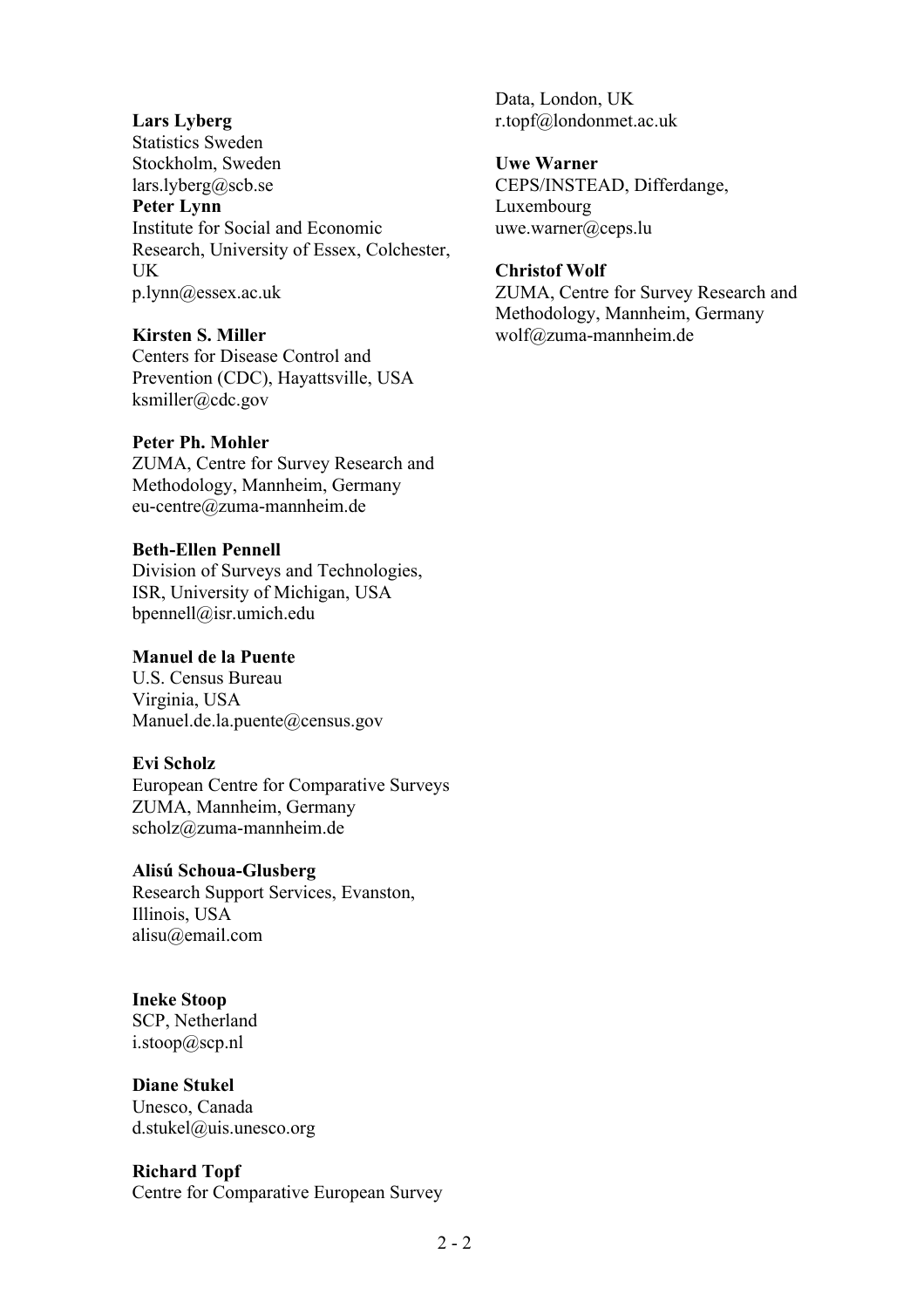**Lars Lyberg**
Statistics Sweden
Stockholm, Sweden
lars.lyberg@scb.se

**Peter Lynn**
Institute for Social and Economic Research, University of Essex, Colchester, UK
p.lynn@essex.ac.uk

**Kirsten S. Miller**
Centers for Disease Control and Prevention (CDC), Hayattsville, USA
ksmiller@cdc.gov

**Peter Ph. Mohler**
ZUMA, Centre for Survey Research and Methodology, Mannheim, Germany
eu-centre@zuma-mannheim.de

**Beth-Ellen Pennell**
Division of Surveys and Technologies, ISR, University of Michigan, USA
bpennell@isr.umich.edu

**Manuel de la Puente**
U.S. Census Bureau
Virginia, USA
Manuel.de.la.puente@census.gov

**Evi Scholz**
European Centre for Comparative Surveys
ZUMA, Mannheim, Germany
scholz@zuma-mannheim.de

**Alisú Schoua-Glusberg**
Research Support Services, Evanston, Illinois, USA
alisu@email.com

**Ineke Stoop**
SCP, Netherland
i.stoop@scp.nl

**Diane Stukel**
Unesco, Canada
d.stukel@uis.unesco.org

**Richard Topf**
Centre for Comparative European Survey Data, London, UK
r.topf@londonmet.ac.uk

**Uwe Warner**
CEPS/INSTEAD, Differdange, Luxembourg
uwe.warner@ceps.lu

**Christof Wolf**
ZUMA, Centre for Survey Research and Methodology, Mannheim, Germany
wolf@zuma-mannheim.de